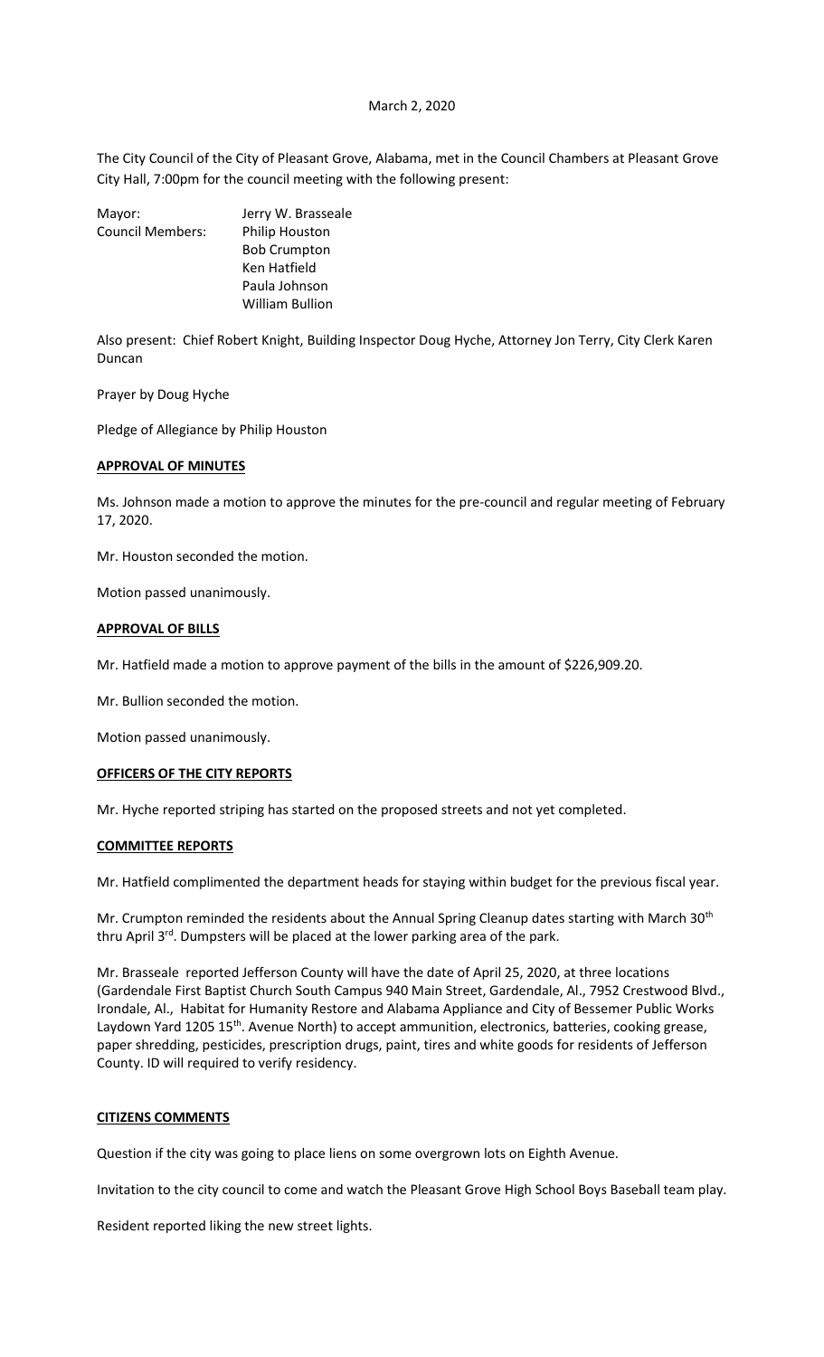March 2, 2020

The City Council of the City of Pleasant Grove, Alabama, met in the Council Chambers at Pleasant Grove City Hall, 7:00pm for the council meeting with the following present:

Mayor: Jerry W. Brasseale
Council Members: Philip Houston
Bob Crumpton
Ken Hatfield
Paula Johnson
William Bullion

Also present: Chief Robert Knight, Building Inspector Doug Hyche, Attorney Jon Terry, City Clerk Karen Duncan

Prayer by Doug Hyche

Pledge of Allegiance by Philip Houston

**APPROVAL OF MINUTES**

Ms. Johnson made a motion to approve the minutes for the pre-council and regular meeting of February 17, 2020.

Mr. Houston seconded the motion.

Motion passed unanimously.

**APPROVAL OF BILLS**

Mr. Hatfield made a motion to approve payment of the bills in the amount of $226,909.20.

Mr. Bullion seconded the motion.

Motion passed unanimously.

**OFFICERS OF THE CITY REPORTS**

Mr. Hyche reported striping has started on the proposed streets and not yet completed.

**COMMITTEE REPORTS**

Mr. Hatfield complimented the department heads for staying within budget for the previous fiscal year.

Mr. Crumpton reminded the residents about the Annual Spring Cleanup dates starting with March 30th thru April 3rd. Dumpsters will be placed at the lower parking area of the park.

Mr. Brasseale reported Jefferson County will have the date of April 25, 2020, at three locations (Gardendale First Baptist Church South Campus 940 Main Street, Gardendale, Al., 7952 Crestwood Blvd., Irondale, Al., Habitat for Humanity Restore and Alabama Appliance and City of Bessemer Public Works Laydown Yard 1205 15th. Avenue North) to accept ammunition, electronics, batteries, cooking grease, paper shredding, pesticides, prescription drugs, paint, tires and white goods for residents of Jefferson County. ID will required to verify residency.

**CITIZENS COMMENTS**

Question if the city was going to place liens on some overgrown lots on Eighth Avenue.

Invitation to the city council to come and watch the Pleasant Grove High School Boys Baseball team play.

Resident reported liking the new street lights.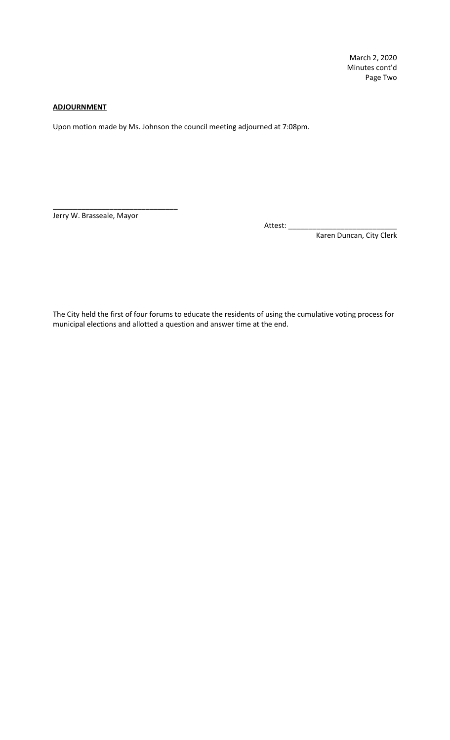March 2, 2020
Minutes cont'd

**ADJOURNMENT**

Upon motion made by Ms. Johnson the council meeting adjourned at 7:08pm.

_______________________________
Jerry W. Brasseale, Mayor

Attest: ___________________________
Karen Duncan, City Clerk

The City held the first of four forums to educate the residents of using the cumulative voting process for municipal elections and allotted a question and answer time at the end.